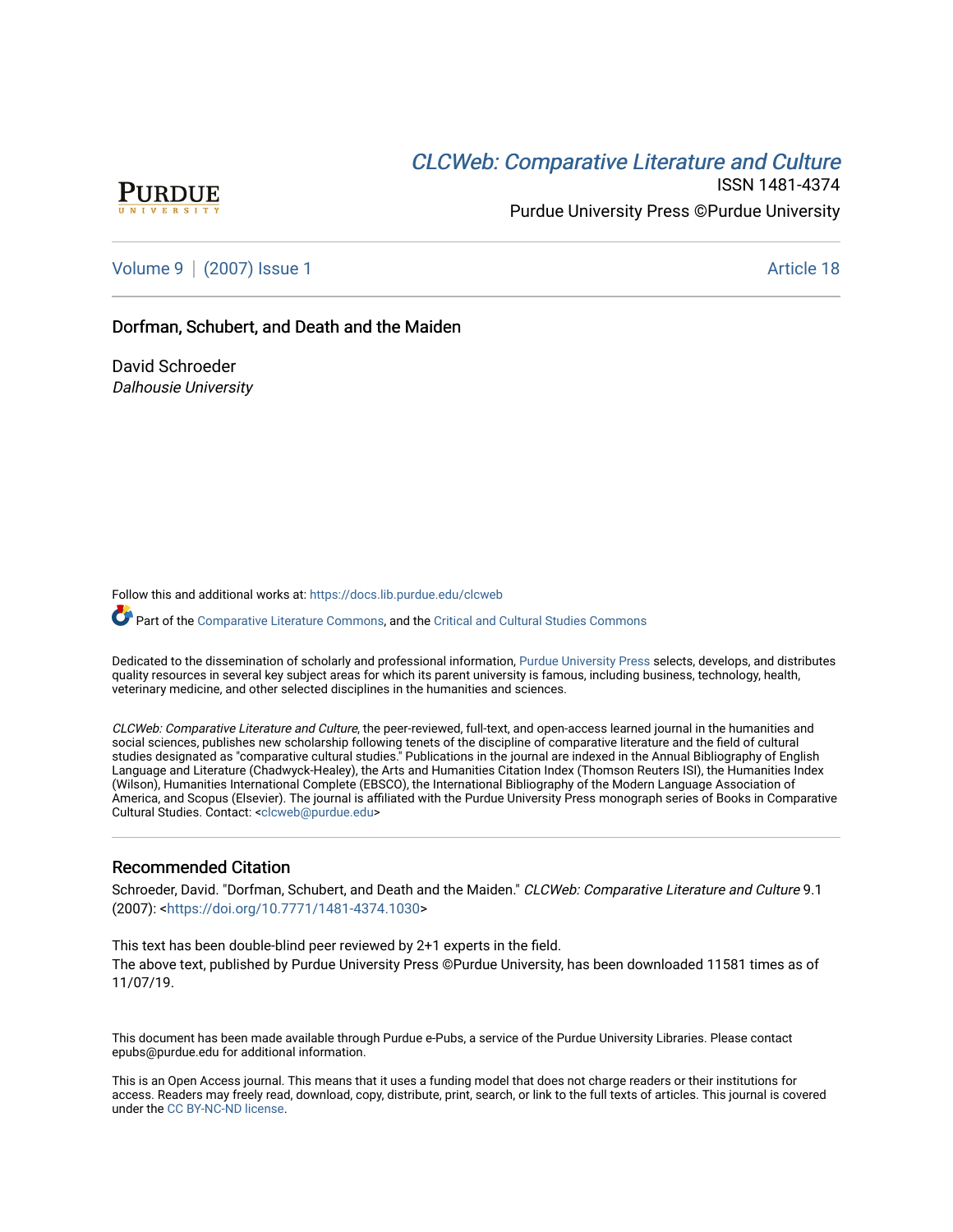PURDUE UNIVERSITY

*CLCWeb: Comparative Literature and Culture*

ISSN 1481-4374

Purdue University Press ©Purdue University

Volume 9 | (2007) Issue 1 — Article 18

# Dorfman, Schubert, and Death and the Maiden

David Schroeder
*Dalhousie University*

Follow this and additional works at: https://docs.lib.purdue.edu/clcweb

Part of the Comparative Literature Commons, and the Critical and Cultural Studies Commons

Dedicated to the dissemination of scholarly and professional information, Purdue University Press selects, develops, and distributes quality resources in several key subject areas for which its parent university is famous, including business, technology, health, veterinary medicine, and other selected disciplines in the humanities and sciences.

*CLCWeb: Comparative Literature and Culture*, the peer-reviewed, full-text, and open-access learned journal in the humanities and social sciences, publishes new scholarship following tenets of the discipline of comparative literature and the field of cultural studies designated as "comparative cultural studies." Publications in the journal are indexed in the Annual Bibliography of English Language and Literature (Chadwyck-Healey), the Arts and Humanities Citation Index (Thomson Reuters ISI), the Humanities Index (Wilson), Humanities International Complete (EBSCO), the International Bibliography of the Modern Language Association of America, and Scopus (Elsevier). The journal is affiliated with the Purdue University Press monograph series of Books in Comparative Cultural Studies. Contact: <clcweb@purdue.edu>

## Recommended Citation

Schroeder, David. "Dorfman, Schubert, and Death and the Maiden." *CLCWeb: Comparative Literature and Culture* 9.1 (2007): <https://doi.org/10.7771/1481-4374.1030>

This text has been double-blind peer reviewed by 2+1 experts in the field.
The above text, published by Purdue University Press ©Purdue University, has been downloaded 11581 times as of 11/07/19.

This document has been made available through Purdue e-Pubs, a service of the Purdue University Libraries. Please contact epubs@purdue.edu for additional information.

This is an Open Access journal. This means that it uses a funding model that does not charge readers or their institutions for access. Readers may freely read, download, copy, distribute, print, search, or link to the full texts of articles. This journal is covered under the CC BY-NC-ND license.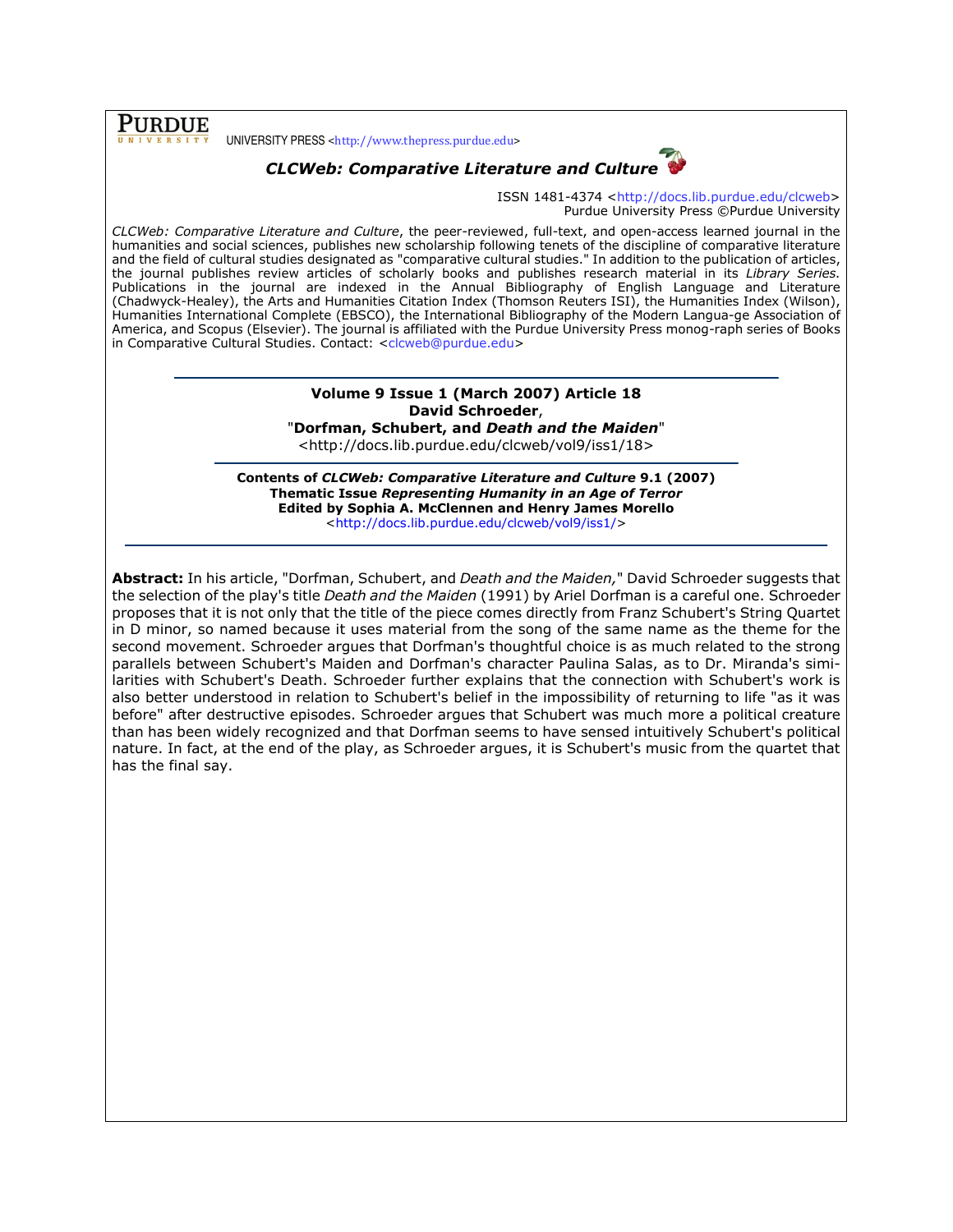**PURDUE** UNIVERSITY PRESS <http://www.thepress.purdue.edu>

***CLCWeb: Comparative Literature and Culture***

ISSN 1481-4374 <http://docs.lib.purdue.edu/clcweb>
Purdue University Press ©Purdue University

*CLCWeb: Comparative Literature and Culture*, the peer-reviewed, full-text, and open-access learned journal in the humanities and social sciences, publishes new scholarship following tenets of the discipline of comparative literature and the field of cultural studies designated as "comparative cultural studies." In addition to the publication of articles, the journal publishes review articles of scholarly books and publishes research material in its *Library Series.* Publications in the journal are indexed in the Annual Bibliography of English Language and Literature (Chadwyck-Healey), the Arts and Humanities Citation Index (Thomson Reuters ISI), the Humanities Index (Wilson), Humanities International Complete (EBSCO), the International Bibliography of the Modern Langua-ge Association of America, and Scopus (Elsevier). The journal is affiliated with the Purdue University Press monog-raph series of Books in Comparative Cultural Studies. Contact: <clcweb@purdue.edu>

---

**Volume 9 Issue 1 (March 2007) Article 18**
**David Schroeder**,
"**Dorfman, Schubert, and *Death and the Maiden***"
<http://docs.lib.purdue.edu/clcweb/vol9/iss1/18>

---

**Contents of *CLCWeb: Comparative Literature and Culture* 9.1 (2007)**
**Thematic Issue *Representing Humanity in an Age of Terror***
**Edited by Sophia A. McClennen and Henry James Morello**
<http://docs.lib.purdue.edu/clcweb/vol9/iss1/>

---

**Abstract:** In his article, "Dorfman, Schubert, and *Death and the Maiden,*" David Schroeder suggests that the selection of the play's title *Death and the Maiden* (1991) by Ariel Dorfman is a careful one. Schroeder proposes that it is not only that the title of the piece comes directly from Franz Schubert's String Quartet in D minor, so named because it uses material from the song of the same name as the theme for the second movement. Schroeder argues that Dorfman's thoughtful choice is as much related to the strong parallels between Schubert's Maiden and Dorfman's character Paulina Salas, as to Dr. Miranda's simi-larities with Schubert's Death. Schroeder further explains that the connection with Schubert's work is also better understood in relation to Schubert's belief in the impossibility of returning to life "as it was before" after destructive episodes. Schroeder argues that Schubert was much more a political creature than has been widely recognized and that Dorfman seems to have sensed intuitively Schubert's political nature. In fact, at the end of the play, as Schroeder argues, it is Schubert's music from the quartet that has the final say.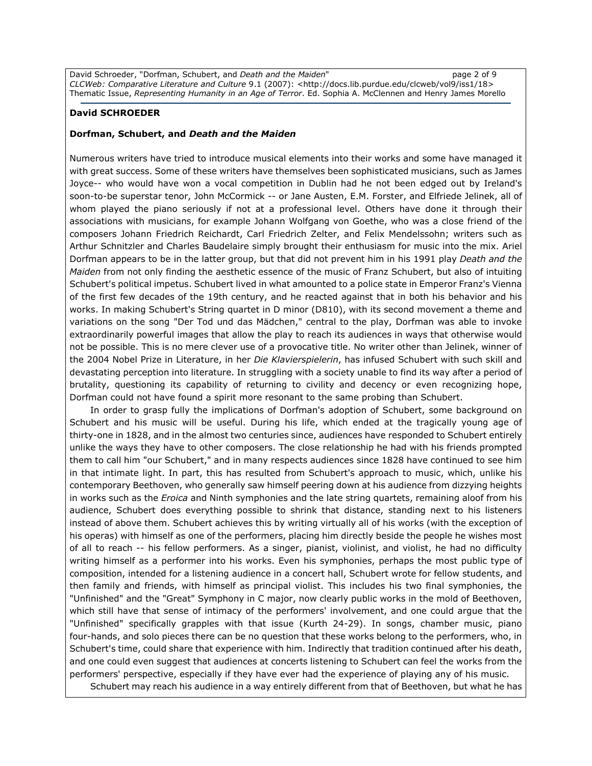**David SCHROEDER**

**Dorfman, Schubert, and *Death and the Maiden***

Numerous writers have tried to introduce musical elements into their works and some have managed it with great success. Some of these writers have themselves been sophisticated musicians, such as James Joyce-- who would have won a vocal competition in Dublin had he not been edged out by Ireland's soon-to-be superstar tenor, John McCormick -- or Jane Austen, E.M. Forster, and Elfriede Jelinek, all of whom played the piano seriously if not at a professional level. Others have done it through their associations with musicians, for example Johann Wolfgang von Goethe, who was a close friend of the composers Johann Friedrich Reichardt, Carl Friedrich Zelter, and Felix Mendelssohn; writers such as Arthur Schnitzler and Charles Baudelaire simply brought their enthusiasm for music into the mix. Ariel Dorfman appears to be in the latter group, but that did not prevent him in his 1991 play *Death and the Maiden* from not only finding the aesthetic essence of the music of Franz Schubert, but also of intuiting Schubert's political impetus. Schubert lived in what amounted to a police state in Emperor Franz's Vienna of the first few decades of the 19th century, and he reacted against that in both his behavior and his works. In making Schubert's String quartet in D minor (D810), with its second movement a theme and variations on the song "Der Tod und das Mädchen," central to the play, Dorfman was able to invoke extraordinarily powerful images that allow the play to reach its audiences in ways that otherwise would not be possible. This is no mere clever use of a provocative title. No writer other than Jelinek, winner of the 2004 Nobel Prize in Literature, in her *Die Klavierspielerin*, has infused Schubert with such skill and devastating perception into literature. In struggling with a society unable to find its way after a period of brutality, questioning its capability of returning to civility and decency or even recognizing hope, Dorfman could not have found a spirit more resonant to the same probing than Schubert.

In order to grasp fully the implications of Dorfman's adoption of Schubert, some background on Schubert and his music will be useful. During his life, which ended at the tragically young age of thirty-one in 1828, and in the almost two centuries since, audiences have responded to Schubert entirely unlike the ways they have to other composers. The close relationship he had with his friends prompted them to call him "our Schubert," and in many respects audiences since 1828 have continued to see him in that intimate light. In part, this has resulted from Schubert's approach to music, which, unlike his contemporary Beethoven, who generally saw himself peering down at his audience from dizzying heights in works such as the *Eroica* and Ninth symphonies and the late string quartets, remaining aloof from his audience, Schubert does everything possible to shrink that distance, standing next to his listeners instead of above them. Schubert achieves this by writing virtually all of his works (with the exception of his operas) with himself as one of the performers, placing him directly beside the people he wishes most of all to reach -- his fellow performers. As a singer, pianist, violinist, and violist, he had no difficulty writing himself as a performer into his works. Even his symphonies, perhaps the most public type of composition, intended for a listening audience in a concert hall, Schubert wrote for fellow students, and then family and friends, with himself as principal violist. This includes his two final symphonies, the "Unfinished" and the "Great" Symphony in C major, now clearly public works in the mold of Beethoven, which still have that sense of intimacy of the performers' involvement, and one could argue that the "Unfinished" specifically grapples with that issue (Kurth 24-29). In songs, chamber music, piano four-hands, and solo pieces there can be no question that these works belong to the performers, who, in Schubert's time, could share that experience with him. Indirectly that tradition continued after his death, and one could even suggest that audiences at concerts listening to Schubert can feel the works from the performers' perspective, especially if they have ever had the experience of playing any of his music.

Schubert may reach his audience in a way entirely different from that of Beethoven, but what he has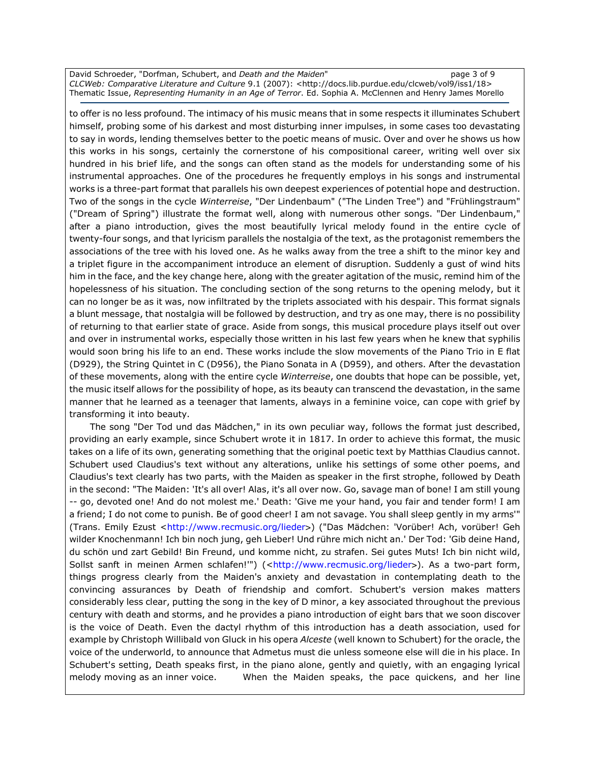to offer is no less profound. The intimacy of his music means that in some respects it illuminates Schubert himself, probing some of his darkest and most disturbing inner impulses, in some cases too devastating to say in words, lending themselves better to the poetic means of music. Over and over he shows us how this works in his songs, certainly the cornerstone of his compositional career, writing well over six hundred in his brief life, and the songs can often stand as the models for understanding some of his instrumental approaches. One of the procedures he frequently employs in his songs and instrumental works is a three-part format that parallels his own deepest experiences of potential hope and destruction. Two of the songs in the cycle *Winterreise*, "Der Lindenbaum" ("The Linden Tree") and "Frühlingstraum" ("Dream of Spring") illustrate the format well, along with numerous other songs. "Der Lindenbaum," after a piano introduction, gives the most beautifully lyrical melody found in the entire cycle of twenty-four songs, and that lyricism parallels the nostalgia of the text, as the protagonist remembers the associations of the tree with his loved one. As he walks away from the tree a shift to the minor key and a triplet figure in the accompaniment introduce an element of disruption. Suddenly a gust of wind hits him in the face, and the key change here, along with the greater agitation of the music, remind him of the hopelessness of his situation. The concluding section of the song returns to the opening melody, but it can no longer be as it was, now infiltrated by the triplets associated with his despair. This format signals a blunt message, that nostalgia will be followed by destruction, and try as one may, there is no possibility of returning to that earlier state of grace. Aside from songs, this musical procedure plays itself out over and over in instrumental works, especially those written in his last few years when he knew that syphilis would soon bring his life to an end. These works include the slow movements of the Piano Trio in E flat (D929), the String Quintet in C (D956), the Piano Sonata in A (D959), and others. After the devastation of these movements, along with the entire cycle *Winterreise*, one doubts that hope can be possible, yet, the music itself allows for the possibility of hope, as its beauty can transcend the devastation, in the same manner that he learned as a teenager that laments, always in a feminine voice, can cope with grief by transforming it into beauty.

The song "Der Tod und das Mädchen," in its own peculiar way, follows the format just described, providing an early example, since Schubert wrote it in 1817. In order to achieve this format, the music takes on a life of its own, generating something that the original poetic text by Matthias Claudius cannot. Schubert used Claudius's text without any alterations, unlike his settings of some other poems, and Claudius's text clearly has two parts, with the Maiden as speaker in the first strophe, followed by Death in the second: "The Maiden: 'It's all over! Alas, it's all over now. Go, savage man of bone! I am still young -- go, devoted one! And do not molest me.' Death: 'Give me your hand, you fair and tender form! I am a friend; I do not come to punish. Be of good cheer! I am not savage. You shall sleep gently in my arms'" (Trans. Emily Ezust <http://www.recmusic.org/lieder>) ("Das Mädchen: 'Vorüber! Ach, vorüber! Geh wilder Knochenmann! Ich bin noch jung, geh Lieber! Und rühre mich nicht an.' Der Tod: 'Gib deine Hand, du schön und zart Gebild! Bin Freund, und komme nicht, zu strafen. Sei gutes Muts! Ich bin nicht wild, Sollst sanft in meinen Armen schlafen!'") (<http://www.recmusic.org/lieder>). As a two-part form, things progress clearly from the Maiden's anxiety and devastation in contemplating death to the convincing assurances by Death of friendship and comfort. Schubert's version makes matters considerably less clear, putting the song in the key of D minor, a key associated throughout the previous century with death and storms, and he provides a piano introduction of eight bars that we soon discover is the voice of Death. Even the dactyl rhythm of this introduction has a death association, used for example by Christoph Willibald von Gluck in his opera *Alceste* (well known to Schubert) for the oracle, the voice of the underworld, to announce that Admetus must die unless someone else will die in his place. In Schubert's setting, Death speaks first, in the piano alone, gently and quietly, with an engaging lyrical melody moving as an inner voice. When the Maiden speaks, the pace quickens, and her line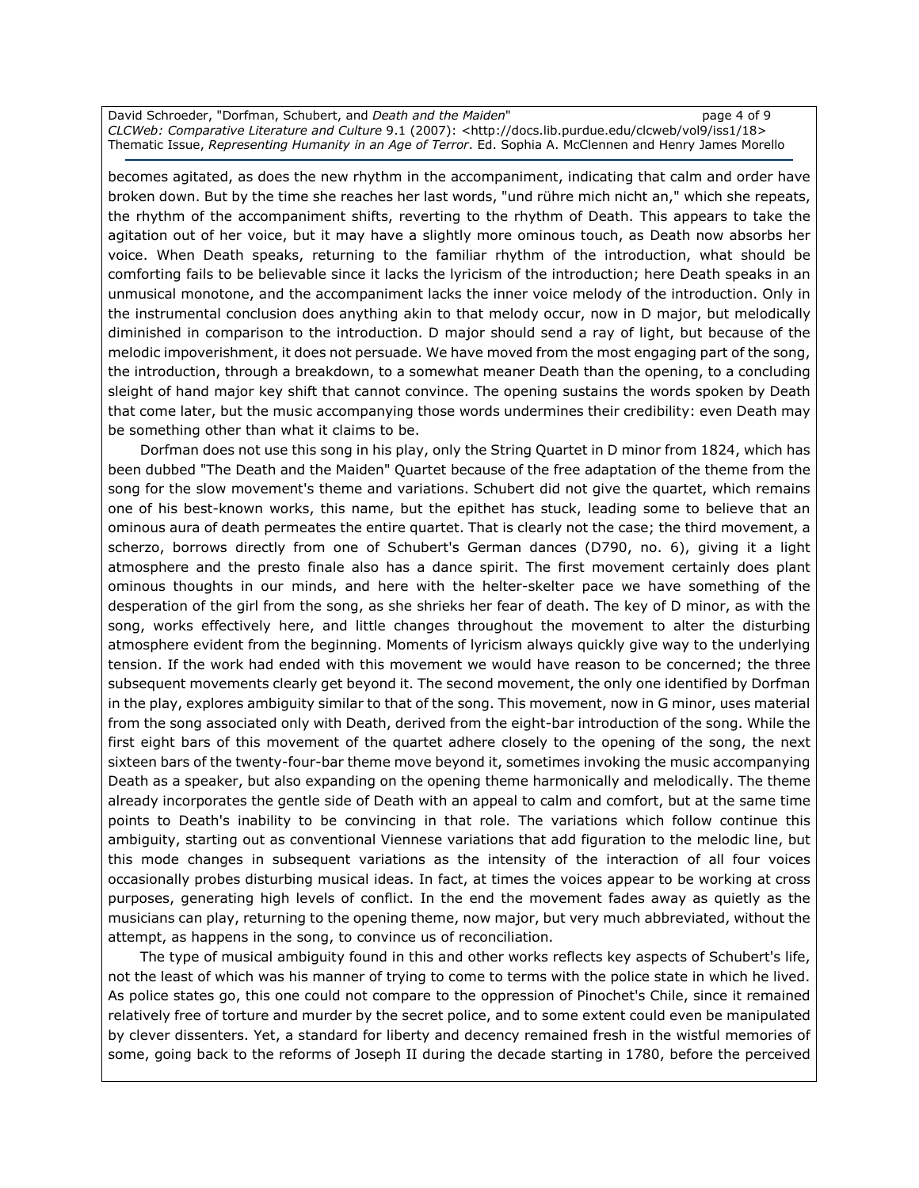becomes agitated, as does the new rhythm in the accompaniment, indicating that calm and order have broken down. But by the time she reaches her last words, "und rühre mich nicht an," which she repeats, the rhythm of the accompaniment shifts, reverting to the rhythm of Death. This appears to take the agitation out of her voice, but it may have a slightly more ominous touch, as Death now absorbs her voice. When Death speaks, returning to the familiar rhythm of the introduction, what should be comforting fails to be believable since it lacks the lyricism of the introduction; here Death speaks in an unmusical monotone, and the accompaniment lacks the inner voice melody of the introduction. Only in the instrumental conclusion does anything akin to that melody occur, now in D major, but melodically diminished in comparison to the introduction. D major should send a ray of light, but because of the melodic impoverishment, it does not persuade. We have moved from the most engaging part of the song, the introduction, through a breakdown, to a somewhat meaner Death than the opening, to a concluding sleight of hand major key shift that cannot convince. The opening sustains the words spoken by Death that come later, but the music accompanying those words undermines their credibility: even Death may be something other than what it claims to be.

Dorfman does not use this song in his play, only the String Quartet in D minor from 1824, which has been dubbed "The Death and the Maiden" Quartet because of the free adaptation of the theme from the song for the slow movement's theme and variations. Schubert did not give the quartet, which remains one of his best-known works, this name, but the epithet has stuck, leading some to believe that an ominous aura of death permeates the entire quartet. That is clearly not the case; the third movement, a scherzo, borrows directly from one of Schubert's German dances (D790, no. 6), giving it a light atmosphere and the presto finale also has a dance spirit. The first movement certainly does plant ominous thoughts in our minds, and here with the helter-skelter pace we have something of the desperation of the girl from the song, as she shrieks her fear of death. The key of D minor, as with the song, works effectively here, and little changes throughout the movement to alter the disturbing atmosphere evident from the beginning. Moments of lyricism always quickly give way to the underlying tension. If the work had ended with this movement we would have reason to be concerned; the three subsequent movements clearly get beyond it. The second movement, the only one identified by Dorfman in the play, explores ambiguity similar to that of the song. This movement, now in G minor, uses material from the song associated only with Death, derived from the eight-bar introduction of the song. While the first eight bars of this movement of the quartet adhere closely to the opening of the song, the next sixteen bars of the twenty-four-bar theme move beyond it, sometimes invoking the music accompanying Death as a speaker, but also expanding on the opening theme harmonically and melodically. The theme already incorporates the gentle side of Death with an appeal to calm and comfort, but at the same time points to Death's inability to be convincing in that role. The variations which follow continue this ambiguity, starting out as conventional Viennese variations that add figuration to the melodic line, but this mode changes in subsequent variations as the intensity of the interaction of all four voices occasionally probes disturbing musical ideas. In fact, at times the voices appear to be working at cross purposes, generating high levels of conflict. In the end the movement fades away as quietly as the musicians can play, returning to the opening theme, now major, but very much abbreviated, without the attempt, as happens in the song, to convince us of reconciliation.

The type of musical ambiguity found in this and other works reflects key aspects of Schubert's life, not the least of which was his manner of trying to come to terms with the police state in which he lived. As police states go, this one could not compare to the oppression of Pinochet's Chile, since it remained relatively free of torture and murder by the secret police, and to some extent could even be manipulated by clever dissenters. Yet, a standard for liberty and decency remained fresh in the wistful memories of some, going back to the reforms of Joseph II during the decade starting in 1780, before the perceived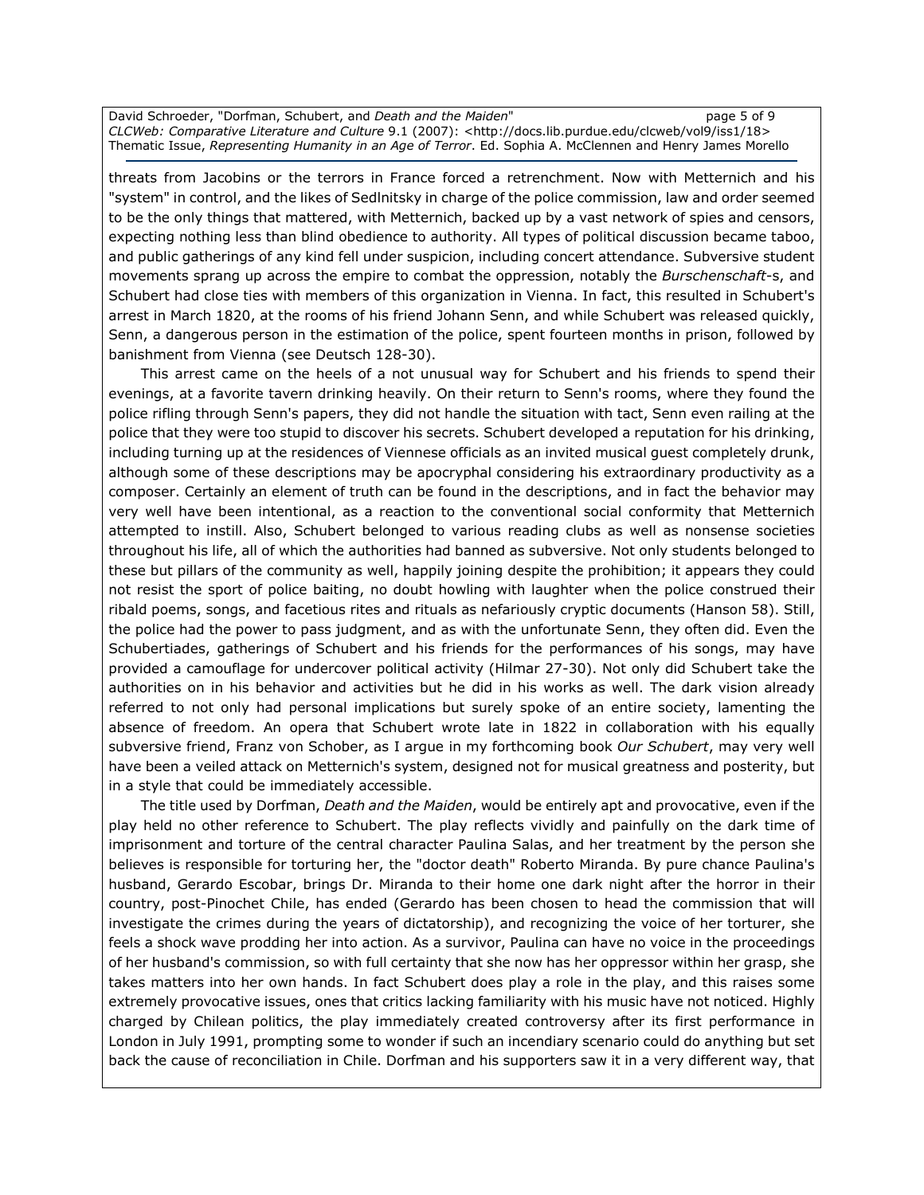threats from Jacobins or the terrors in France forced a retrenchment. Now with Metternich and his "system" in control, and the likes of Sedlnitsky in charge of the police commission, law and order seemed to be the only things that mattered, with Metternich, backed up by a vast network of spies and censors, expecting nothing less than blind obedience to authority. All types of political discussion became taboo, and public gatherings of any kind fell under suspicion, including concert attendance. Subversive student movements sprang up across the empire to combat the oppression, notably the *Burschenschaft*-s, and Schubert had close ties with members of this organization in Vienna. In fact, this resulted in Schubert's arrest in March 1820, at the rooms of his friend Johann Senn, and while Schubert was released quickly, Senn, a dangerous person in the estimation of the police, spent fourteen months in prison, followed by banishment from Vienna (see Deutsch 128-30).

This arrest came on the heels of a not unusual way for Schubert and his friends to spend their evenings, at a favorite tavern drinking heavily. On their return to Senn's rooms, where they found the police rifling through Senn's papers, they did not handle the situation with tact, Senn even railing at the police that they were too stupid to discover his secrets. Schubert developed a reputation for his drinking, including turning up at the residences of Viennese officials as an invited musical guest completely drunk, although some of these descriptions may be apocryphal considering his extraordinary productivity as a composer. Certainly an element of truth can be found in the descriptions, and in fact the behavior may very well have been intentional, as a reaction to the conventional social conformity that Metternich attempted to instill. Also, Schubert belonged to various reading clubs as well as nonsense societies throughout his life, all of which the authorities had banned as subversive. Not only students belonged to these but pillars of the community as well, happily joining despite the prohibition; it appears they could not resist the sport of police baiting, no doubt howling with laughter when the police construed their ribald poems, songs, and facetious rites and rituals as nefariously cryptic documents (Hanson 58). Still, the police had the power to pass judgment, and as with the unfortunate Senn, they often did. Even the Schubertiades, gatherings of Schubert and his friends for the performances of his songs, may have provided a camouflage for undercover political activity (Hilmar 27-30). Not only did Schubert take the authorities on in his behavior and activities but he did in his works as well. The dark vision already referred to not only had personal implications but surely spoke of an entire society, lamenting the absence of freedom. An opera that Schubert wrote late in 1822 in collaboration with his equally subversive friend, Franz von Schober, as I argue in my forthcoming book *Our Schubert*, may very well have been a veiled attack on Metternich's system, designed not for musical greatness and posterity, but in a style that could be immediately accessible.

The title used by Dorfman, *Death and the Maiden*, would be entirely apt and provocative, even if the play held no other reference to Schubert. The play reflects vividly and painfully on the dark time of imprisonment and torture of the central character Paulina Salas, and her treatment by the person she believes is responsible for torturing her, the "doctor death" Roberto Miranda. By pure chance Paulina's husband, Gerardo Escobar, brings Dr. Miranda to their home one dark night after the horror in their country, post-Pinochet Chile, has ended (Gerardo has been chosen to head the commission that will investigate the crimes during the years of dictatorship), and recognizing the voice of her torturer, she feels a shock wave prodding her into action. As a survivor, Paulina can have no voice in the proceedings of her husband's commission, so with full certainty that she now has her oppressor within her grasp, she takes matters into her own hands. In fact Schubert does play a role in the play, and this raises some extremely provocative issues, ones that critics lacking familiarity with his music have not noticed. Highly charged by Chilean politics, the play immediately created controversy after its first performance in London in July 1991, prompting some to wonder if such an incendiary scenario could do anything but set back the cause of reconciliation in Chile. Dorfman and his supporters saw it in a very different way, that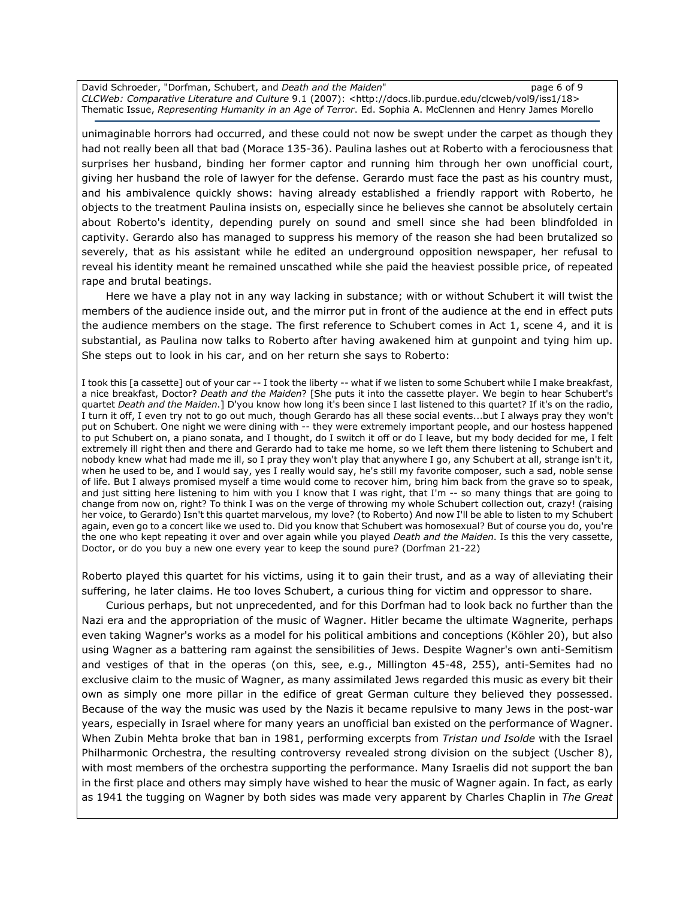unimaginable horrors had occurred, and these could not now be swept under the carpet as though they had not really been all that bad (Morace 135-36). Paulina lashes out at Roberto with a ferociousness that surprises her husband, binding her former captor and running him through her own unofficial court, giving her husband the role of lawyer for the defense. Gerardo must face the past as his country must, and his ambivalence quickly shows: having already established a friendly rapport with Roberto, he objects to the treatment Paulina insists on, especially since he believes she cannot be absolutely certain about Roberto's identity, depending purely on sound and smell since she had been blindfolded in captivity. Gerardo also has managed to suppress his memory of the reason she had been brutalized so severely, that as his assistant while he edited an underground opposition newspaper, her refusal to reveal his identity meant he remained unscathed while she paid the heaviest possible price, of repeated rape and brutal beatings.

Here we have a play not in any way lacking in substance; with or without Schubert it will twist the members of the audience inside out, and the mirror put in front of the audience at the end in effect puts the audience members on the stage. The first reference to Schubert comes in Act 1, scene 4, and it is substantial, as Paulina now talks to Roberto after having awakened him at gunpoint and tying him up. She steps out to look in his car, and on her return she says to Roberto:

> I took this [a cassette] out of your car -- I took the liberty -- what if we listen to some Schubert while I make breakfast, a nice breakfast, Doctor? *Death and the Maiden*? [She puts it into the cassette player. We begin to hear Schubert's quartet *Death and the Maiden*.] D'you know how long it's been since I last listened to this quartet? If it's on the radio, I turn it off, I even try not to go out much, though Gerardo has all these social events...but I always pray they won't put on Schubert. One night we were dining with -- they were extremely important people, and our hostess happened to put Schubert on, a piano sonata, and I thought, do I switch it off or do I leave, but my body decided for me, I felt extremely ill right then and there and Gerardo had to take me home, so we left them there listening to Schubert and nobody knew what had made me ill, so I pray they won't play that anywhere I go, any Schubert at all, strange isn't it, when he used to be, and I would say, yes I really would say, he's still my favorite composer, such a sad, noble sense of life. But I always promised myself a time would come to recover him, bring him back from the grave so to speak, and just sitting here listening to him with you I know that I was right, that I'm -- so many things that are going to change from now on, right? To think I was on the verge of throwing my whole Schubert collection out, crazy! (raising her voice, to Gerardo) Isn't this quartet marvelous, my love? (to Roberto) And now I'll be able to listen to my Schubert again, even go to a concert like we used to. Did you know that Schubert was homosexual? But of course you do, you're the one who kept repeating it over and over again while you played *Death and the Maiden*. Is this the very cassette, Doctor, or do you buy a new one every year to keep the sound pure? (Dorfman 21-22)

Roberto played this quartet for his victims, using it to gain their trust, and as a way of alleviating their suffering, he later claims. He too loves Schubert, a curious thing for victim and oppressor to share.

Curious perhaps, but not unprecedented, and for this Dorfman had to look back no further than the Nazi era and the appropriation of the music of Wagner. Hitler became the ultimate Wagnerite, perhaps even taking Wagner's works as a model for his political ambitions and conceptions (Köhler 20), but also using Wagner as a battering ram against the sensibilities of Jews. Despite Wagner's own anti-Semitism and vestiges of that in the operas (on this, see, e.g., Millington 45-48, 255), anti-Semites had no exclusive claim to the music of Wagner, as many assimilated Jews regarded this music as every bit their own as simply one more pillar in the edifice of great German culture they believed they possessed. Because of the way the music was used by the Nazis it became repulsive to many Jews in the post-war years, especially in Israel where for many years an unofficial ban existed on the performance of Wagner. When Zubin Mehta broke that ban in 1981, performing excerpts from *Tristan und Isolde* with the Israel Philharmonic Orchestra, the resulting controversy revealed strong division on the subject (Uscher 8), with most members of the orchestra supporting the performance. Many Israelis did not support the ban in the first place and others may simply have wished to hear the music of Wagner again. In fact, as early as 1941 the tugging on Wagner by both sides was made very apparent by Charles Chaplin in *The Great*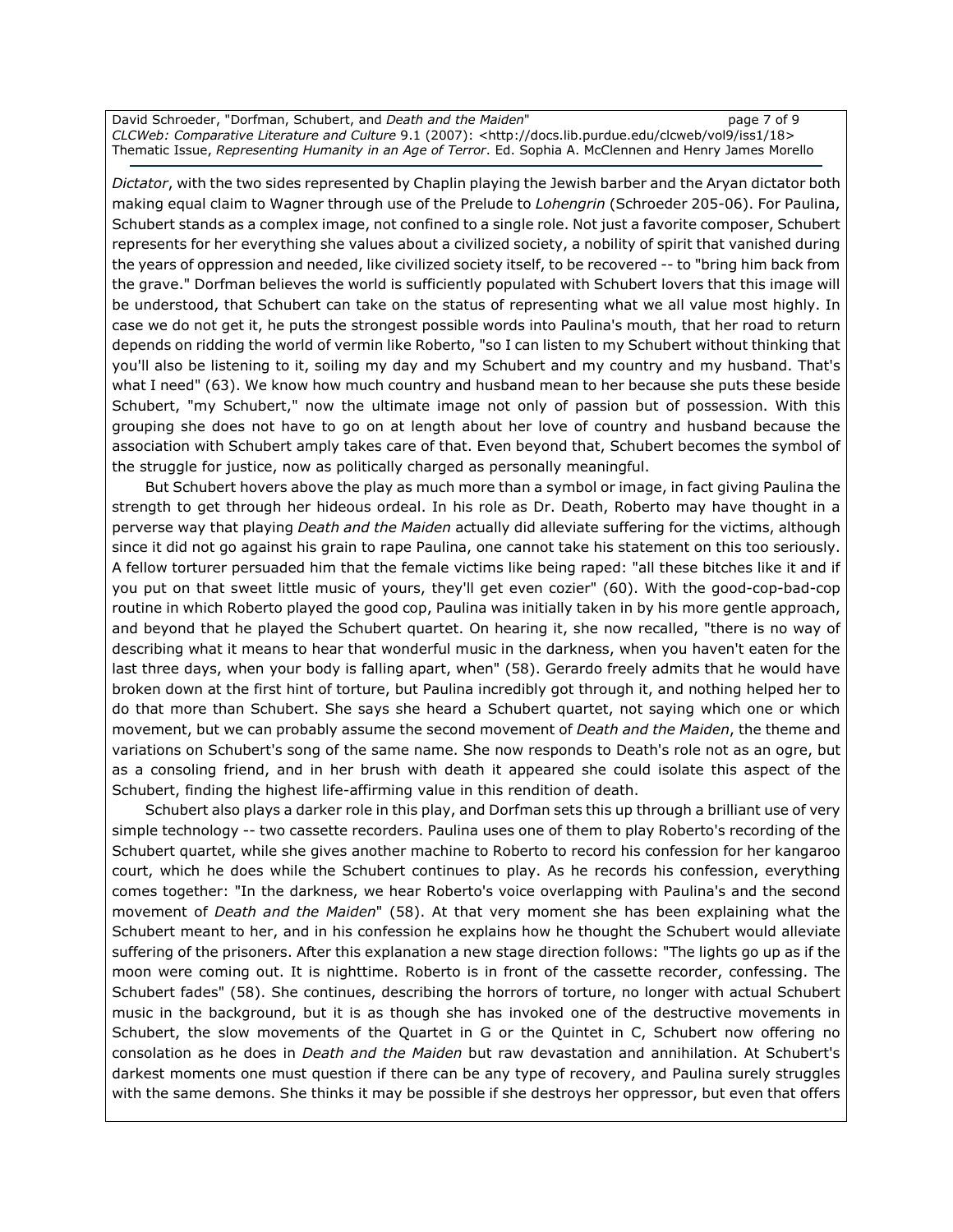*Dictator*, with the two sides represented by Chaplin playing the Jewish barber and the Aryan dictator both making equal claim to Wagner through use of the Prelude to *Lohengrin* (Schroeder 205-06). For Paulina, Schubert stands as a complex image, not confined to a single role. Not just a favorite composer, Schubert represents for her everything she values about a civilized society, a nobility of spirit that vanished during the years of oppression and needed, like civilized society itself, to be recovered -- to "bring him back from the grave." Dorfman believes the world is sufficiently populated with Schubert lovers that this image will be understood, that Schubert can take on the status of representing what we all value most highly. In case we do not get it, he puts the strongest possible words into Paulina's mouth, that her road to return depends on ridding the world of vermin like Roberto, "so I can listen to my Schubert without thinking that you'll also be listening to it, soiling my day and my Schubert and my country and my husband. That's what I need" (63). We know how much country and husband mean to her because she puts these beside Schubert, "my Schubert," now the ultimate image not only of passion but of possession. With this grouping she does not have to go on at length about her love of country and husband because the association with Schubert amply takes care of that. Even beyond that, Schubert becomes the symbol of the struggle for justice, now as politically charged as personally meaningful.

But Schubert hovers above the play as much more than a symbol or image, in fact giving Paulina the strength to get through her hideous ordeal. In his role as Dr. Death, Roberto may have thought in a perverse way that playing *Death and the Maiden* actually did alleviate suffering for the victims, although since it did not go against his grain to rape Paulina, one cannot take his statement on this too seriously. A fellow torturer persuaded him that the female victims like being raped: "all these bitches like it and if you put on that sweet little music of yours, they'll get even cozier" (60). With the good-cop-bad-cop routine in which Roberto played the good cop, Paulina was initially taken in by his more gentle approach, and beyond that he played the Schubert quartet. On hearing it, she now recalled, "there is no way of describing what it means to hear that wonderful music in the darkness, when you haven't eaten for the last three days, when your body is falling apart, when" (58). Gerardo freely admits that he would have broken down at the first hint of torture, but Paulina incredibly got through it, and nothing helped her to do that more than Schubert. She says she heard a Schubert quartet, not saying which one or which movement, but we can probably assume the second movement of *Death and the Maiden*, the theme and variations on Schubert's song of the same name. She now responds to Death's role not as an ogre, but as a consoling friend, and in her brush with death it appeared she could isolate this aspect of the Schubert, finding the highest life-affirming value in this rendition of death.

Schubert also plays a darker role in this play, and Dorfman sets this up through a brilliant use of very simple technology -- two cassette recorders. Paulina uses one of them to play Roberto's recording of the Schubert quartet, while she gives another machine to Roberto to record his confession for her kangaroo court, which he does while the Schubert continues to play. As he records his confession, everything comes together: "In the darkness, we hear Roberto's voice overlapping with Paulina's and the second movement of *Death and the Maiden*" (58). At that very moment she has been explaining what the Schubert meant to her, and in his confession he explains how he thought the Schubert would alleviate suffering of the prisoners. After this explanation a new stage direction follows: "The lights go up as if the moon were coming out. It is nighttime. Roberto is in front of the cassette recorder, confessing. The Schubert fades" (58). She continues, describing the horrors of torture, no longer with actual Schubert music in the background, but it is as though she has invoked one of the destructive movements in Schubert, the slow movements of the Quartet in G or the Quintet in C, Schubert now offering no consolation as he does in *Death and the Maiden* but raw devastation and annihilation. At Schubert's darkest moments one must question if there can be any type of recovery, and Paulina surely struggles with the same demons. She thinks it may be possible if she destroys her oppressor, but even that offers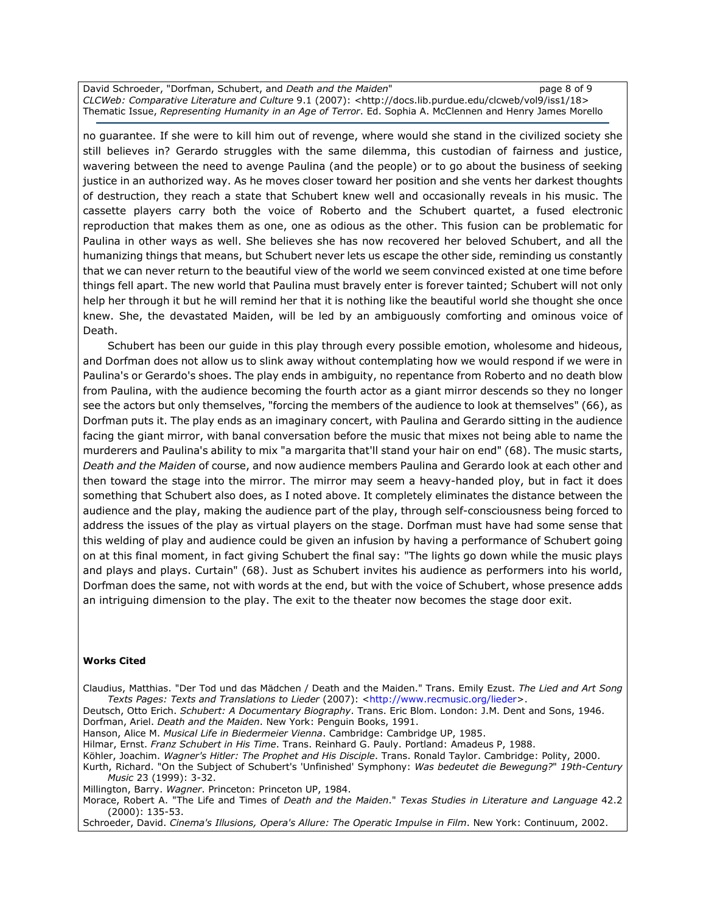no guarantee. If she were to kill him out of revenge, where would she stand in the civilized society she still believes in? Gerardo struggles with the same dilemma, this custodian of fairness and justice, wavering between the need to avenge Paulina (and the people) or to go about the business of seeking justice in an authorized way. As he moves closer toward her position and she vents her darkest thoughts of destruction, they reach a state that Schubert knew well and occasionally reveals in his music. The cassette players carry both the voice of Roberto and the Schubert quartet, a fused electronic reproduction that makes them as one, one as odious as the other. This fusion can be problematic for Paulina in other ways as well. She believes she has now recovered her beloved Schubert, and all the humanizing things that means, but Schubert never lets us escape the other side, reminding us constantly that we can never return to the beautiful view of the world we seem convinced existed at one time before things fell apart. The new world that Paulina must bravely enter is forever tainted; Schubert will not only help her through it but he will remind her that it is nothing like the beautiful world she thought she once knew. She, the devastated Maiden, will be led by an ambiguously comforting and ominous voice of Death.

Schubert has been our guide in this play through every possible emotion, wholesome and hideous, and Dorfman does not allow us to slink away without contemplating how we would respond if we were in Paulina's or Gerardo's shoes. The play ends in ambiguity, no repentance from Roberto and no death blow from Paulina, with the audience becoming the fourth actor as a giant mirror descends so they no longer see the actors but only themselves, "forcing the members of the audience to look at themselves" (66), as Dorfman puts it. The play ends as an imaginary concert, with Paulina and Gerardo sitting in the audience facing the giant mirror, with banal conversation before the music that mixes not being able to name the murderers and Paulina's ability to mix "a margarita that'll stand your hair on end" (68). The music starts, *Death and the Maiden* of course, and now audience members Paulina and Gerardo look at each other and then toward the stage into the mirror. The mirror may seem a heavy-handed ploy, but in fact it does something that Schubert also does, as I noted above. It completely eliminates the distance between the audience and the play, making the audience part of the play, through self-consciousness being forced to address the issues of the play as virtual players on the stage. Dorfman must have had some sense that this welding of play and audience could be given an infusion by having a performance of Schubert going on at this final moment, in fact giving Schubert the final say: "The lights go down while the music plays and plays and plays. Curtain" (68). Just as Schubert invites his audience as performers into his world, Dorfman does the same, not with words at the end, but with the voice of Schubert, whose presence adds an intriguing dimension to the play. The exit to the theater now becomes the stage door exit.

**Works Cited**

Claudius, Matthias. "Der Tod und das Mädchen / Death and the Maiden." Trans. Emily Ezust. *The Lied and Art Song Texts Pages: Texts and Translations to Lieder* (2007): <http://www.recmusic.org/lieder>.

Deutsch, Otto Erich. *Schubert: A Documentary Biography*. Trans. Eric Blom. London: J.M. Dent and Sons, 1946.

Dorfman, Ariel. *Death and the Maiden*. New York: Penguin Books, 1991.

Hanson, Alice M. *Musical Life in Biedermeier Vienna*. Cambridge: Cambridge UP, 1985.

Hilmar, Ernst. *Franz Schubert in His Time*. Trans. Reinhard G. Pauly. Portland: Amadeus P, 1988.

Köhler, Joachim. *Wagner's Hitler: The Prophet and His Disciple*. Trans. Ronald Taylor. Cambridge: Polity, 2000.

Kurth, Richard. "On the Subject of Schubert's 'Unfinished' Symphony: *Was bedeutet die Bewegung?*" *19th-Century Music* 23 (1999): 3-32.

Millington, Barry. *Wagner*. Princeton: Princeton UP, 1984.

Morace, Robert A. "The Life and Times of *Death and the Maiden*." *Texas Studies in Literature and Language* 42.2 (2000): 135-53.

Schroeder, David. *Cinema's Illusions, Opera's Allure: The Operatic Impulse in Film*. New York: Continuum, 2002.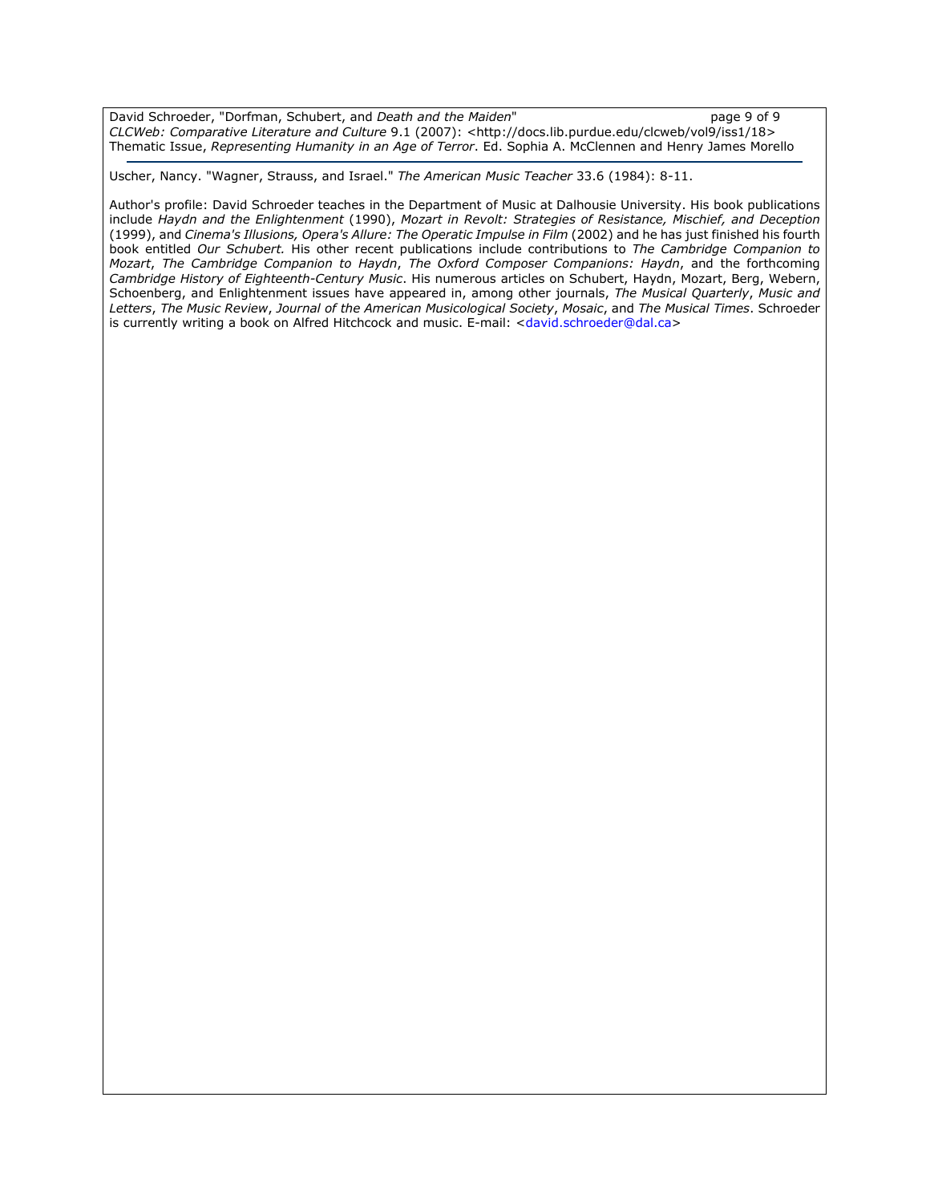Uscher, Nancy. "Wagner, Strauss, and Israel." *The American Music Teacher* 33.6 (1984): 8-11.

Author's profile: David Schroeder teaches in the Department of Music at Dalhousie University. His book publications include *Haydn and the Enlightenment* (1990), *Mozart in Revolt: Strategies of Resistance, Mischief, and Deception* (1999), and *Cinema's Illusions, Opera's Allure: The Operatic Impulse in Film* (2002) and he has just finished his fourth book entitled *Our Schubert.* His other recent publications include contributions to *The Cambridge Companion to Mozart*, *The Cambridge Companion to Haydn*, *The Oxford Composer Companions: Haydn*, and the forthcoming *Cambridge History of Eighteenth-Century Music*. His numerous articles on Schubert, Haydn, Mozart, Berg, Webern, Schoenberg, and Enlightenment issues have appeared in, among other journals, *The Musical Quarterly*, *Music and Letters*, *The Music Review*, *Journal of the American Musicological Society*, *Mosaic*, and *The Musical Times*. Schroeder is currently writing a book on Alfred Hitchcock and music. E-mail: <david.schroeder@dal.ca>